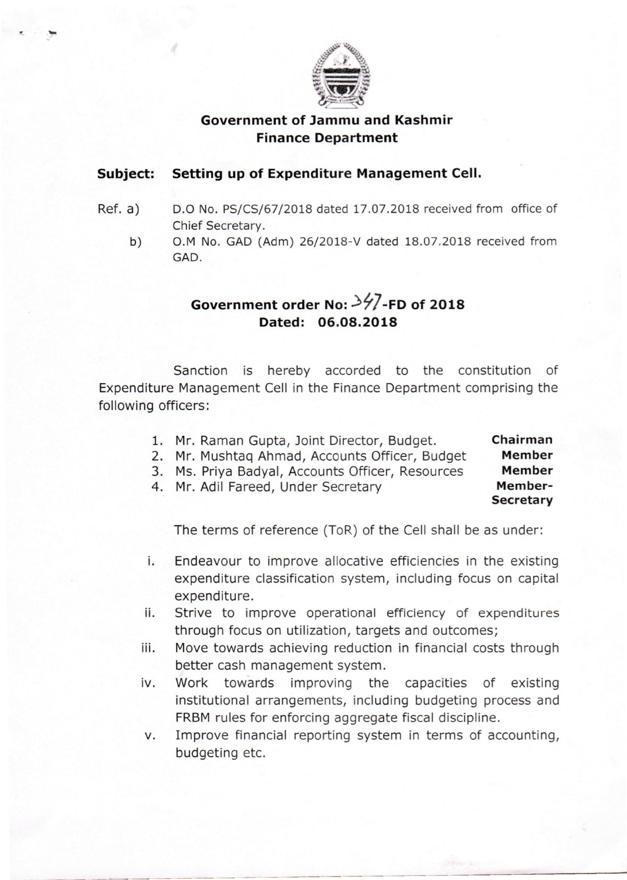## Government of Jammu and Kashmir
## Finance Department

**Subject: Setting up of Expenditure Management Cell.**

Ref. a) D.O No. PS/CS/67/2018 dated 17.07.2018 received from office of Chief Secretary.

b) O.M No. GAD (Adm) 26/2018-V dated 18.07.2018 received from GAD.

### Government order No: 347-FD of 2018
### Dated: 06.08.2018

Sanction is hereby accorded to the constitution of Expenditure Management Cell in the Finance Department comprising the following officers:

1. Mr. Raman Gupta, Joint Director, Budget. **Chairman**
2. Mr. Mushtaq Ahmad, Accounts Officer, Budget **Member**
3. Ms. Priya Badyal, Accounts Officer, Resources **Member**
4. Mr. Adil Fareed, Under Secretary **Member-Secretary**

The terms of reference (ToR) of the Cell shall be as under:

i. Endeavour to improve allocative efficiencies in the existing expenditure classification system, including focus on capital expenditure.

ii. Strive to improve operational efficiency of expenditures through focus on utilization, targets and outcomes;

iii. Move towards achieving reduction in financial costs through better cash management system.

iv. Work towards improving the capacities of existing institutional arrangements, including budgeting process and FRBM rules for enforcing aggregate fiscal discipline.

v. Improve financial reporting system in terms of accounting, budgeting etc.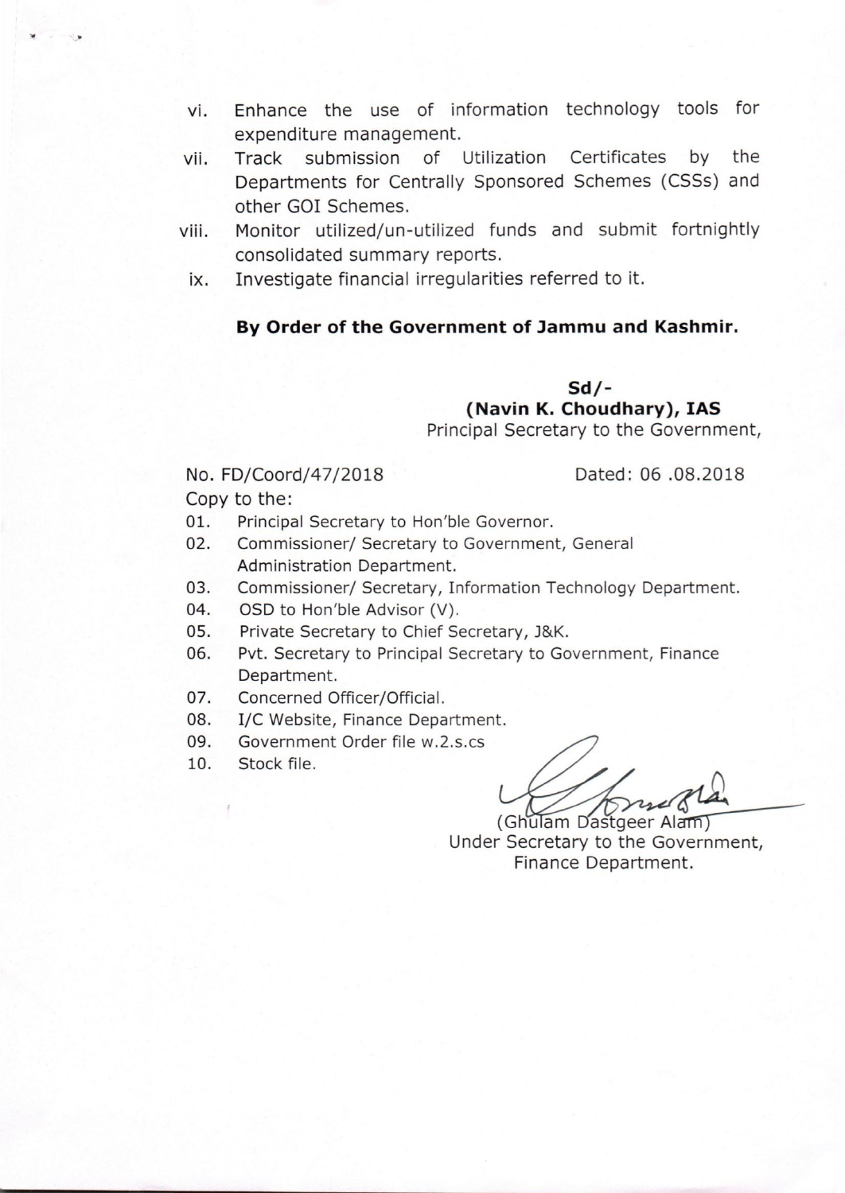vi. Enhance the use of information technology tools for expenditure management.

vii. Track submission of Utilization Certificates by the Departments for Centrally Sponsored Schemes (CSSs) and other GOI Schemes.

viii. Monitor utilized/un-utilized funds and submit fortnightly consolidated summary reports.

ix. Investigate financial irregularities referred to it.

**By Order of the Government of Jammu and Kashmir.**

**Sd/-**
**(Navin K. Choudhary), IAS**
Principal Secretary to the Government,

No. FD/Coord/47/2018 Dated: 06 .08.2018

Copy to the:

01. Principal Secretary to Hon'ble Governor.
02. Commissioner/ Secretary to Government, General Administration Department.
03. Commissioner/ Secretary, Information Technology Department.
04. OSD to Hon'ble Advisor (V).
05. Private Secretary to Chief Secretary, J&K.
06. Pvt. Secretary to Principal Secretary to Government, Finance Department.
07. Concerned Officer/Official.
08. I/C Website, Finance Department.
09. Government Order file w.2.s.cs
10. Stock file.

(Ghulam Dastgeer Alam)
Under Secretary to the Government,
Finance Department.